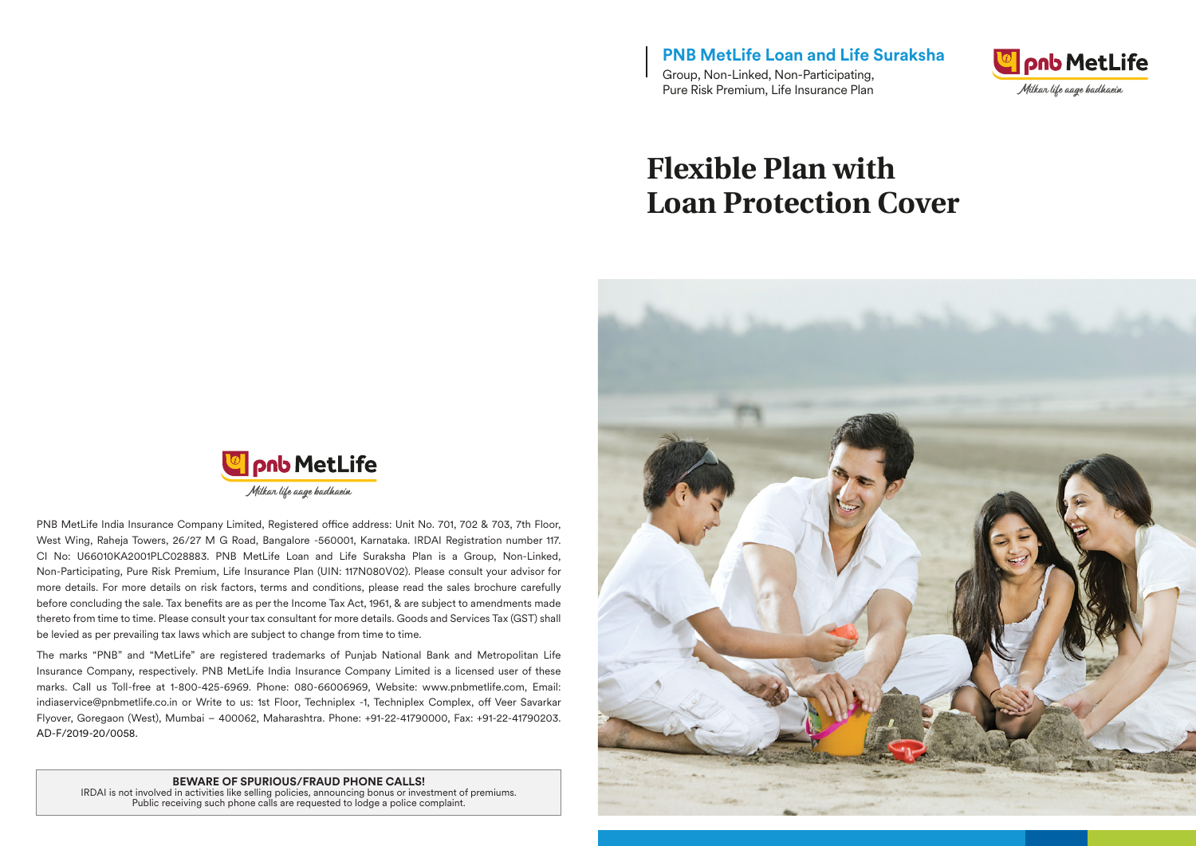**PNB MetLife Loan and Life Suraksha**

Group, Non-Linked, Non-Participating, Pure Risk Premium, Life Insurance Plan

# Flexible Plan with Loan Protection Cover

PNB MetLife India Insurance Company Limited, Registered office address: Unit No. 701, 702 & 703, 7th Floor, West Wing, Raheja Towers, 26/27 M G Road, Bangalore -560001, Karnataka. IRDAI Registration number 117. CI No: U66010KA2001PLC028883. PNB MetLife Loan and Life Suraksha Plan is a Group, Non-Linked, Non-Participating, Pure Risk Premium, Life Insurance Plan (UIN: 117N080V02). Please consult your advisor for more details. For more details on risk factors, terms and conditions, please read the sales brochure carefully before concluding the sale. Tax benefits are as per the Income Tax Act, 1961, & are subject to amendments made thereto from time to time. Please consult your tax consultant for more details. Goods and Services Tax (GST) shall be levied as per prevailing tax laws which are subject to change from time to time.

The marks "PNB" and "MetLife" are registered trademarks of Punjab National Bank and Metropolitan Life Insurance Company, respectively. PNB MetLife India Insurance Company Limited is a licensed user of these marks. Call us Toll-free at 1-800-425-6969. Phone: 080-66006969, Website: www.pnbmetlife.com, Email: indiaservice@pnbmetlife.co.in or Write to us: 1st Floor, Techniplex -1, Techniplex Complex, off Veer Savarkar Flyover, Goregaon (West), Mumbai – 400062, Maharashtra. Phone: +91-22-41790000, Fax: +91-22-41790203. AD-F/2019-20/0058.

**BEWARE OF SPURIOUS/FRAUD PHONE CALLS!**
IRDAI is not involved in activities like selling policies, announcing bonus or investment of premiums. Public receiving such phone calls are requested to lodge a police complaint.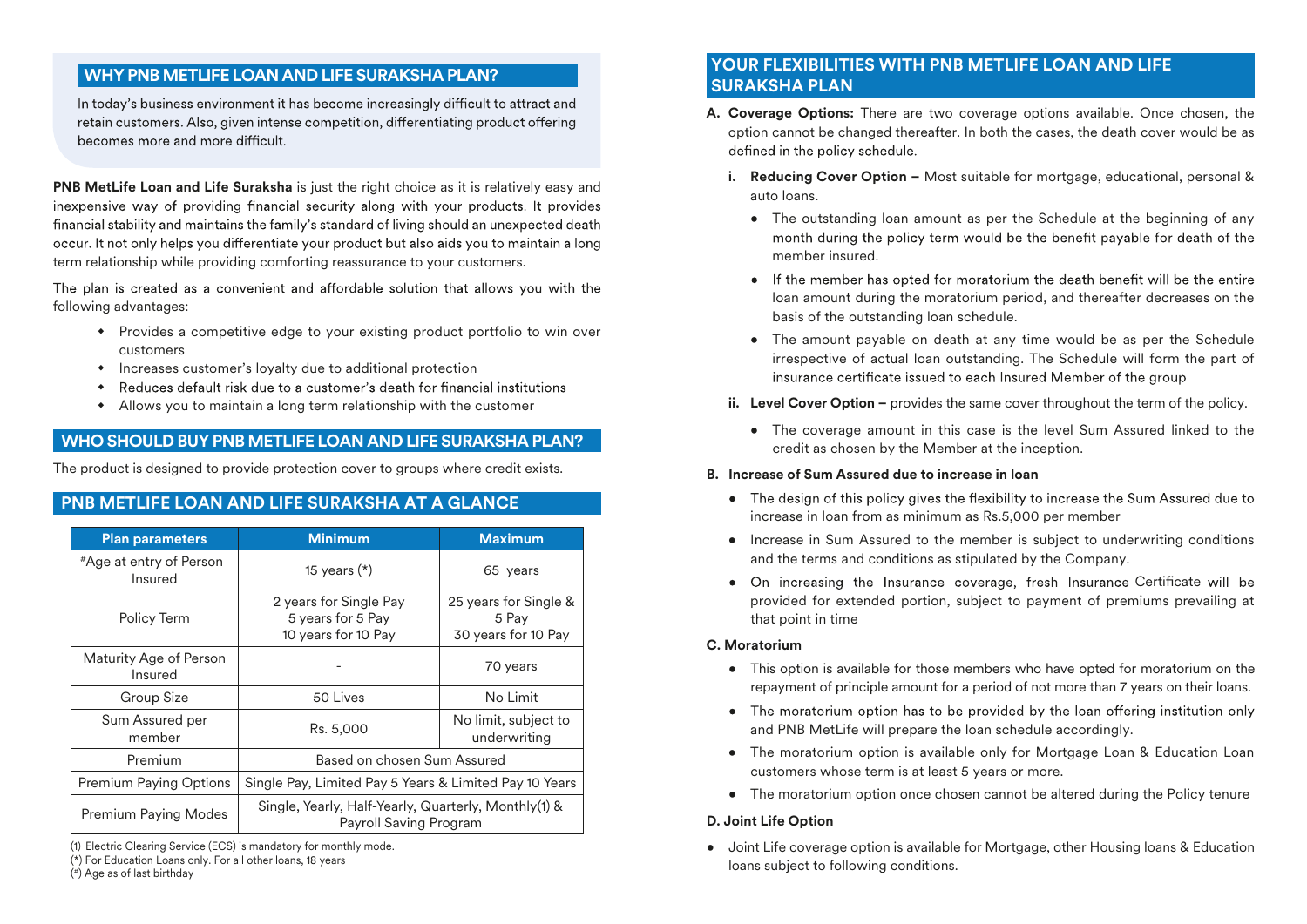## WHY PNB METLIFE LOAN AND LIFE SURAKSHA PLAN?

In today's business environment it has become increasingly difficult to attract and retain customers. Also, given intense competition, differentiating product offering becomes more and more difficult.

**PNB MetLife Loan and Life Suraksha** is just the right choice as it is relatively easy and inexpensive way of providing financial security along with your products. It provides financial stability and maintains the family's standard of living should an unexpected death occur. It not only helps you differentiate your product but also aids you to maintain a long term relationship while providing comforting reassurance to your customers.

The plan is created as a convenient and affordable solution that allows you with the following advantages:

- Provides a competitive edge to your existing product portfolio to win over customers
- Increases customer's loyalty due to additional protection
- Reduces default risk due to a customer's death for financial institutions
- Allows you to maintain a long term relationship with the customer

## WHO SHOULD BUY PNB METLIFE LOAN AND LIFE SURAKSHA PLAN?

The product is designed to provide protection cover to groups where credit exists.

## PNB METLIFE LOAN AND LIFE SURAKSHA AT A GLANCE

| Plan parameters | Minimum | Maximum |
|---|---|---|
| #Age at entry of Person Insured | 15 years (*) | 65 years |
| Policy Term | 2 years for Single Pay<br>5 years for 5 Pay<br>10 years for 10 Pay | 25 years for Single & 5 Pay<br>30 years for 10 Pay |
| Maturity Age of Person Insured | - | 70 years |
| Group Size | 50 Lives | No Limit |
| Sum Assured per member | Rs. 5,000 | No limit, subject to underwriting |
| Premium | Based on chosen Sum Assured | |
| Premium Paying Options | Single Pay, Limited Pay 5 Years & Limited Pay 10 Years | |
| Premium Paying Modes | Single, Yearly, Half-Yearly, Quarterly, Monthly(1) & Payroll Saving Program | |

(1) Electric Clearing Service (ECS) is mandatory for monthly mode.

(*) For Education Loans only. For all other loans, 18 years

(#) Age as of last birthday

## YOUR FLEXIBILITIES WITH PNB METLIFE LOAN AND LIFE SURAKSHA PLAN

**A. Coverage Options:** There are two coverage options available. Once chosen, the option cannot be changed thereafter. In both the cases, the death cover would be as defined in the policy schedule.

**i. Reducing Cover Option –** Most suitable for mortgage, educational, personal & auto loans.

- The outstanding loan amount as per the Schedule at the beginning of any month during the policy term would be the benefit payable for death of the member insured.
- If the member has opted for moratorium the death benefit will be the entire loan amount during the moratorium period, and thereafter decreases on the basis of the outstanding loan schedule.
- The amount payable on death at any time would be as per the Schedule irrespective of actual loan outstanding. The Schedule will form the part of insurance certificate issued to each Insured Member of the group

**ii. Level Cover Option –** provides the same cover throughout the term of the policy.

- The coverage amount in this case is the level Sum Assured linked to the credit as chosen by the Member at the inception.

**B. Increase of Sum Assured due to increase in loan**

- The design of this policy gives the flexibility to increase the Sum Assured due to increase in loan from as minimum as Rs.5,000 per member
- Increase in Sum Assured to the member is subject to underwriting conditions and the terms and conditions as stipulated by the Company.
- On increasing the Insurance coverage, fresh Insurance Certificate will be provided for extended portion, subject to payment of premiums prevailing at that point in time

**C. Moratorium**

- This option is available for those members who have opted for moratorium on the repayment of principle amount for a period of not more than 7 years on their loans.
- The moratorium option has to be provided by the loan offering institution only and PNB MetLife will prepare the loan schedule accordingly.
- The moratorium option is available only for Mortgage Loan & Education Loan customers whose term is at least 5 years or more.
- The moratorium option once chosen cannot be altered during the Policy tenure

**D. Joint Life Option**

- Joint Life coverage option is available for Mortgage, other Housing loans & Education loans subject to following conditions.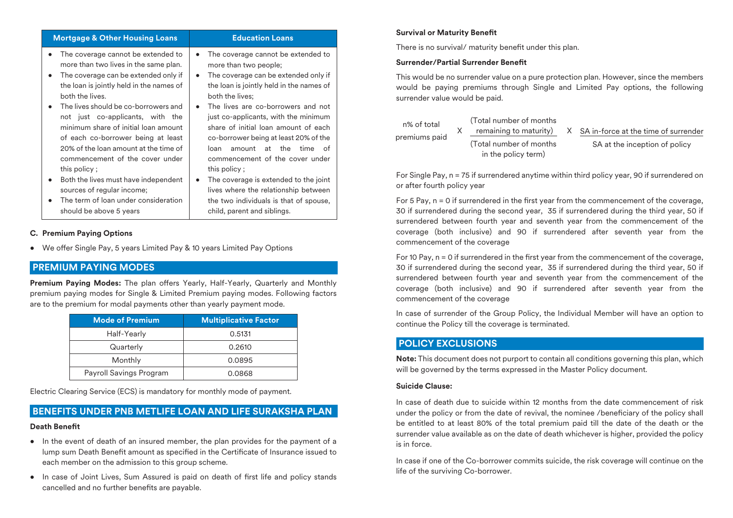| Mortgage & Other Housing Loans | Education Loans |
|---|---|
| • The coverage cannot be extended to more than two lives in the same plan.<br>• The coverage can be extended only if the loan is jointly held in the names of both the lives.<br>• The lives should be co-borrowers and not just co-applicants, with the minimum share of initial loan amount of each co-borrower being at least 20% of the loan amount at the time of commencement of the cover under this policy ;<br>• Both the lives must have independent sources of regular income;<br>• The term of loan under consideration should be above 5 years | • The coverage cannot be extended to more than two people;<br>• The coverage can be extended only if the loan is jointly held in the names of both the lives;<br>• The lives are co-borrowers and not just co-applicants, with the minimum share of initial loan amount of each co-borrower being at least 20% of the loan amount at the time of commencement of the cover under this policy ;<br>• The coverage is extended to the joint lives where the relationship between the two individuals is that of spouse, child, parent and siblings. |

**C. Premium Paying Options**

- We offer Single Pay, 5 years Limited Pay & 10 years Limited Pay Options

## PREMIUM PAYING MODES

**Premium Paying Modes:** The plan offers Yearly, Half-Yearly, Quarterly and Monthly premium paying modes for Single & Limited Premium paying modes. Following factors are to the premium for modal payments other than yearly payment mode.

| Mode of Premium | Multiplicative Factor |
|---|---|
| Half-Yearly | 0.5131 |
| Quarterly | 0.2610 |
| Monthly | 0.0895 |
| Payroll Savings Program | 0.0868 |

Electric Clearing Service (ECS) is mandatory for monthly mode of payment.

## BENEFITS UNDER PNB METLIFE LOAN AND LIFE SURAKSHA PLAN

**Death Benefit**

- In the event of death of an insured member, the plan provides for the payment of a lump sum Death Benefit amount as specified in the Certificate of Insurance issued to each member on the admission to this group scheme.
- In case of Joint Lives, Sum Assured is paid on death of first life and policy stands cancelled and no further benefits are payable.

**Survival or Maturity Benefit**

There is no survival/ maturity benefit under this plan.

**Surrender/Partial Surrender Benefit**

This would be no surrender value on a pure protection plan. However, since the members would be paying premiums through Single and Limited Pay options, the following surrender value would be paid.

$$\text{n\% of total premiums paid} \times \frac{\text{(Total number of months remaining to maturity)}}{\text{(Total number of months in the policy term)}} \times \frac{\text{SA in-force at the time of surrender}}{\text{SA at the inception of policy}}$$

For Single Pay, n = 75 if surrendered anytime within third policy year, 90 if surrendered on or after fourth policy year

For 5 Pay, n = 0 if surrendered in the first year from the commencement of the coverage, 30 if surrendered during the second year, 35 if surrendered during the third year, 50 if surrendered between fourth year and seventh year from the commencement of the coverage (both inclusive) and 90 if surrendered after seventh year from the commencement of the coverage

For 10 Pay, n = 0 if surrendered in the first year from the commencement of the coverage, 30 if surrendered during the second year, 35 if surrendered during the third year, 50 if surrendered between fourth year and seventh year from the commencement of the coverage (both inclusive) and 90 if surrendered after seventh year from the commencement of the coverage

In case of surrender of the Group Policy, the Individual Member will have an option to continue the Policy till the coverage is terminated.

## POLICY EXCLUSIONS

**Note:** This document does not purport to contain all conditions governing this plan, which will be governed by the terms expressed in the Master Policy document.

**Suicide Clause:**

In case of death due to suicide within 12 months from the date commencement of risk under the policy or from the date of revival, the nominee /beneficiary of the policy shall be entitled to at least 80% of the total premium paid till the date of the death or the surrender value available as on the date of death whichever is higher, provided the policy is in force.

In case if one of the Co-borrower commits suicide, the risk coverage will continue on the life of the surviving Co-borrower.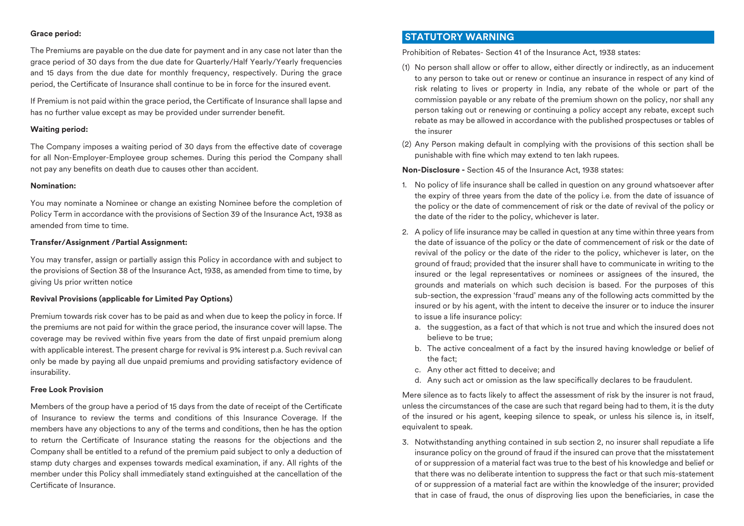**Grace period:**

The Premiums are payable on the due date for payment and in any case not later than the grace period of 30 days from the due date for Quarterly/Half Yearly/Yearly frequencies and 15 days from the due date for monthly frequency, respectively. During the grace period, the Certificate of Insurance shall continue to be in force for the insured event.

If Premium is not paid within the grace period, the Certificate of Insurance shall lapse and has no further value except as may be provided under surrender benefit.

**Waiting period:**

The Company imposes a waiting period of 30 days from the effective date of coverage for all Non-Employer-Employee group schemes. During this period the Company shall not pay any benefits on death due to causes other than accident.

**Nomination:**

You may nominate a Nominee or change an existing Nominee before the completion of Policy Term in accordance with the provisions of Section 39 of the Insurance Act, 1938 as amended from time to time.

**Transfer/Assignment /Partial Assignment:**

You may transfer, assign or partially assign this Policy in accordance with and subject to the provisions of Section 38 of the Insurance Act, 1938, as amended from time to time, by giving Us prior written notice

**Revival Provisions (applicable for Limited Pay Options)**

Premium towards risk cover has to be paid as and when due to keep the policy in force. If the premiums are not paid for within the grace period, the insurance cover will lapse. The coverage may be revived within five years from the date of first unpaid premium along with applicable interest. The present charge for revival is 9% interest p.a. Such revival can only be made by paying all due unpaid premiums and providing satisfactory evidence of insurability.

**Free Look Provision**

Members of the group have a period of 15 days from the date of receipt of the Certificate of Insurance to review the terms and conditions of this Insurance Coverage. If the members have any objections to any of the terms and conditions, then he has the option to return the Certificate of Insurance stating the reasons for the objections and the Company shall be entitled to a refund of the premium paid subject to only a deduction of stamp duty charges and expenses towards medical examination, if any. All rights of the member under this Policy shall immediately stand extinguished at the cancellation of the Certificate of Insurance.

## STATUTORY WARNING

Prohibition of Rebates- Section 41 of the Insurance Act, 1938 states:

(1) No person shall allow or offer to allow, either directly or indirectly, as an inducement to any person to take out or renew or continue an insurance in respect of any kind of risk relating to lives or property in India, any rebate of the whole or part of the commission payable or any rebate of the premium shown on the policy, nor shall any person taking out or renewing or continuing a policy accept any rebate, except such rebate as may be allowed in accordance with the published prospectuses or tables of the insurer

(2) Any Person making default in complying with the provisions of this section shall be punishable with fine which may extend to ten lakh rupees.

**Non-Disclosure -** Section 45 of the Insurance Act, 1938 states:

1. No policy of life insurance shall be called in question on any ground whatsoever after the expiry of three years from the date of the policy i.e. from the date of issuance of the policy or the date of commencement of risk or the date of revival of the policy or the date of the rider to the policy, whichever is later.
2. A policy of life insurance may be called in question at any time within three years from the date of issuance of the policy or the date of commencement of risk or the date of revival of the policy or the date of the rider to the policy, whichever is later, on the ground of fraud; provided that the insurer shall have to communicate in writing to the insured or the legal representatives or nominees or assignees of the insured, the grounds and materials on which such decision is based. For the purposes of this sub-section, the expression 'fraud' means any of the following acts committed by the insured or by his agent, with the intent to deceive the insurer or to induce the insurer to issue a life insurance policy:
   a. the suggestion, as a fact of that which is not true and which the insured does not believe to be true;
   b. The active concealment of a fact by the insured having knowledge or belief of the fact;
   c. Any other act fitted to deceive; and
   d. Any such act or omission as the law specifically declares to be fraudulent.

Mere silence as to facts likely to affect the assessment of risk by the insurer is not fraud, unless the circumstances of the case are such that regard being had to them, it is the duty of the insured or his agent, keeping silence to speak, or unless his silence is, in itself, equivalent to speak.

3. Notwithstanding anything contained in sub section 2, no insurer shall repudiate a life insurance policy on the ground of fraud if the insured can prove that the misstatement of or suppression of a material fact was true to the best of his knowledge and belief or that there was no deliberate intention to suppress the fact or that such mis-statement of or suppression of a material fact are within the knowledge of the insurer; provided that in case of fraud, the onus of disproving lies upon the beneficiaries, in case the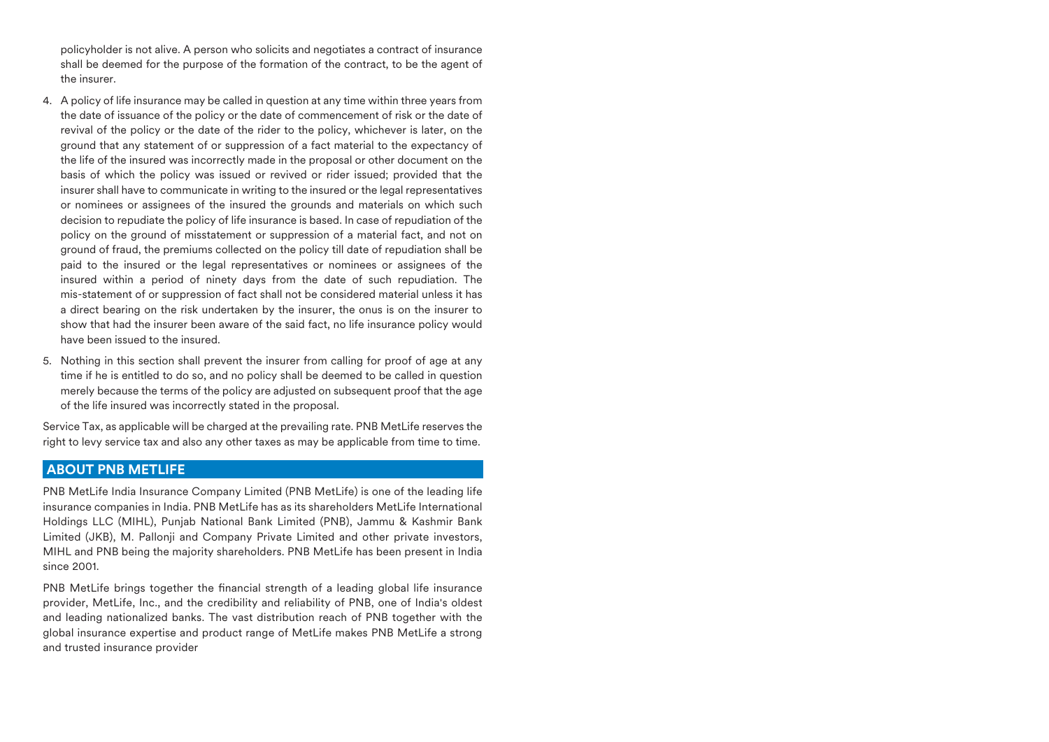policyholder is not alive. A person who solicits and negotiates a contract of insurance shall be deemed for the purpose of the formation of the contract, to be the agent of the insurer.

4. A policy of life insurance may be called in question at any time within three years from the date of issuance of the policy or the date of commencement of risk or the date of revival of the policy or the date of the rider to the policy, whichever is later, on the ground that any statement of or suppression of a fact material to the expectancy of the life of the insured was incorrectly made in the proposal or other document on the basis of which the policy was issued or revived or rider issued; provided that the insurer shall have to communicate in writing to the insured or the legal representatives or nominees or assignees of the insured the grounds and materials on which such decision to repudiate the policy of life insurance is based. In case of repudiation of the policy on the ground of misstatement or suppression of a material fact, and not on ground of fraud, the premiums collected on the policy till date of repudiation shall be paid to the insured or the legal representatives or nominees or assignees of the insured within a period of ninety days from the date of such repudiation. The mis-statement of or suppression of fact shall not be considered material unless it has a direct bearing on the risk undertaken by the insurer, the onus is on the insurer to show that had the insurer been aware of the said fact, no life insurance policy would have been issued to the insured.

5. Nothing in this section shall prevent the insurer from calling for proof of age at any time if he is entitled to do so, and no policy shall be deemed to be called in question merely because the terms of the policy are adjusted on subsequent proof that the age of the life insured was incorrectly stated in the proposal.

Service Tax, as applicable will be charged at the prevailing rate. PNB MetLife reserves the right to levy service tax and also any other taxes as may be applicable from time to time.

## ABOUT PNB METLIFE

PNB MetLife India Insurance Company Limited (PNB MetLife) is one of the leading life insurance companies in India. PNB MetLife has as its shareholders MetLife International Holdings LLC (MIHL), Punjab National Bank Limited (PNB), Jammu & Kashmir Bank Limited (JKB), M. Pallonji and Company Private Limited and other private investors, MIHL and PNB being the majority shareholders. PNB MetLife has been present in India since 2001.

PNB MetLife brings together the financial strength of a leading global life insurance provider, MetLife, Inc., and the credibility and reliability of PNB, one of India's oldest and leading nationalized banks. The vast distribution reach of PNB together with the global insurance expertise and product range of MetLife makes PNB MetLife a strong and trusted insurance provider